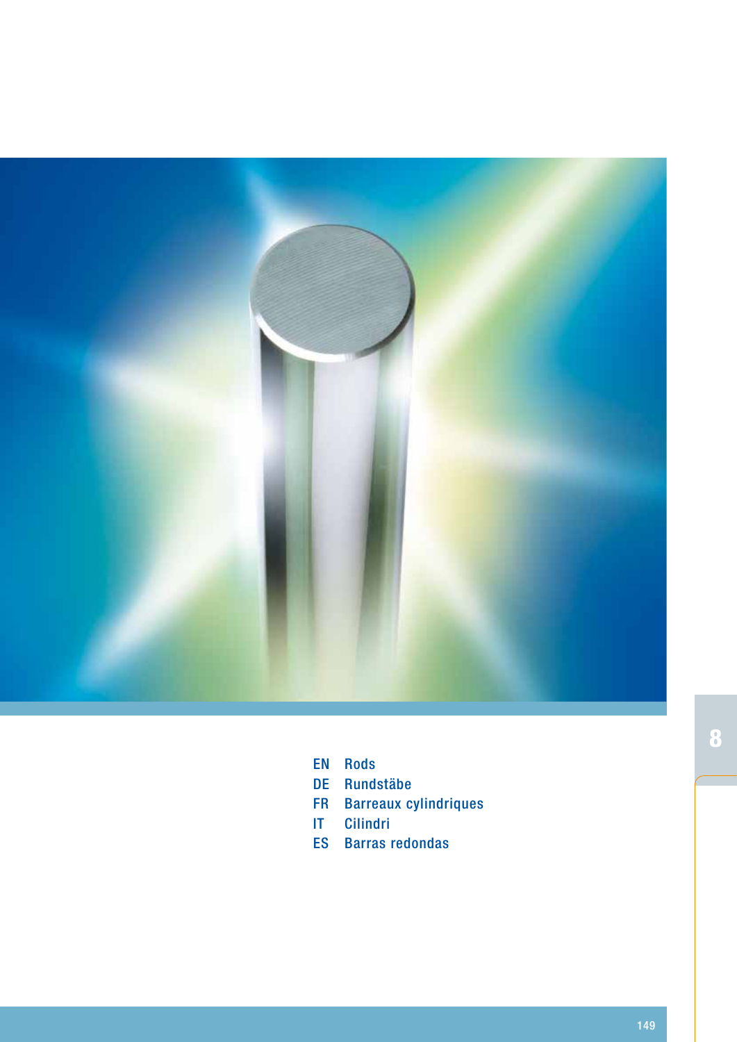EN Rods
DE Rundstäbe
FR Barreaux cylindriques
IT Cilindri
ES Barras redondas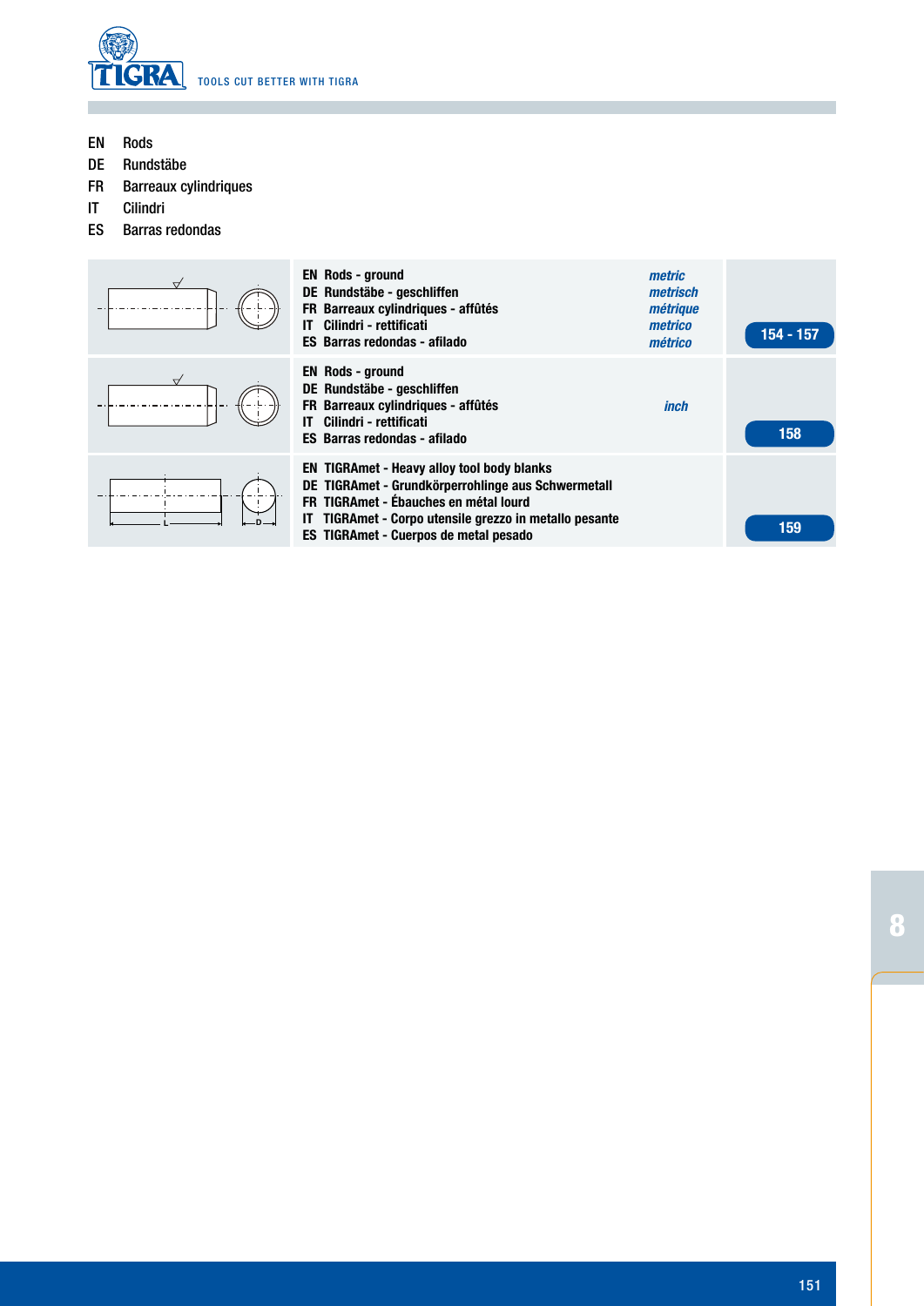EN Rods
DE Rundstäbe
FR Barreaux cylindriques
IT Cilindri
ES Barras redondas

| | Description | | Page |
|---|---|---|---|
| | **EN Rods - ground**<br>**DE Rundstäbe - geschliffen**<br>**FR Barreaux cylindriques - affûtés**<br>**IT Cilindri - rettificati**<br>**ES Barras redondas - afilado** | *metric*<br>*metrisch*<br>*métrique*<br>*metrico*<br>*métrico* | 154 - 157 |
| | **EN Rods - ground**<br>**DE Rundstäbe - geschliffen**<br>**FR Barreaux cylindriques - affûtés**<br>**IT Cilindri - rettificati**<br>**ES Barras redondas - afilado** | *inch* | 158 |
| | **EN TIGRAmet - Heavy alloy tool body blanks**<br>**DE TIGRAmet - Grundkörperrohlinge aus Schwermetall**<br>**FR TIGRAmet - Ébauches en métal lourd**<br>**IT TIGRAmet - Corpo utensile grezzo in metallo pesante**<br>**ES TIGRAmet - Cuerpos de metal pesado** | | 159 |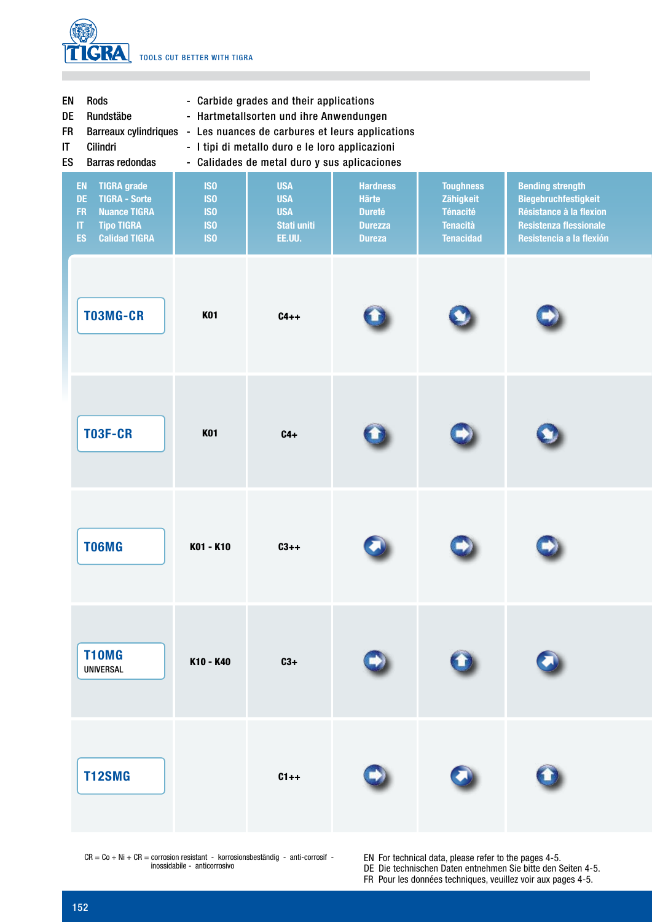TOOLS CUT BETTER WITH TIGRA

| | | | |
|---|---|---|---|
| EN | Rods | - | Carbide grades and their applications |
| DE | Rundstäbe | - | Hartmetallsorten und ihre Anwendungen |
| FR | Barreaux cylindriques | - | Les nuances de carbures et leurs applications |
| IT | Cilindri | - | I tipi di metallo duro e le loro applicazioni |
| ES | Barras redondas | - | Calidades de metal duro y sus aplicaciones |

| EN TIGRA grade<br>DE TIGRA - Sorte<br>FR Nuance TIGRA<br>IT Tipo TIGRA<br>ES Calidad TIGRA | ISO<br>ISO<br>ISO<br>ISO<br>ISO | USA<br>USA<br>USA<br>Stati uniti<br>EE.UU. | Hardness<br>Härte<br>Dureté<br>Durezza<br>Dureza | Toughness<br>Zähigkeit<br>Ténacité<br>Tenacità<br>Tenacidad | Bending strength<br>Biegebruchfestigkeit<br>Résistance à la flexion<br>Resistenza flessionale<br>Resistencia a la flexión |
|---|---|---|---|---|---|
| T03MG-CR | K01 | C4++ | ↑ | ↘ | → |
| T03F-CR | K01 | C4+ | ↑ | → | ↘ |
| T06MG | K01 - K10 | C3++ | ↗ | → | → |
| T10MG UNIVERSAL | K10 - K40 | C3+ | → | ↑ | ↗ |
| T12SMG | | C1++ | → | ↗ | ↑ |

CR = Co + Ni + CR = corrosion resistant - korrosionsbeständig - anti-corrosif - inossidabile - anticorrosivo

EN For technical data, please refer to the pages 4-5.
DE Die technischen Daten entnehmen Sie bitte den Seiten 4-5.
FR Pour les données techniques, veuillez voir aux pages 4-5.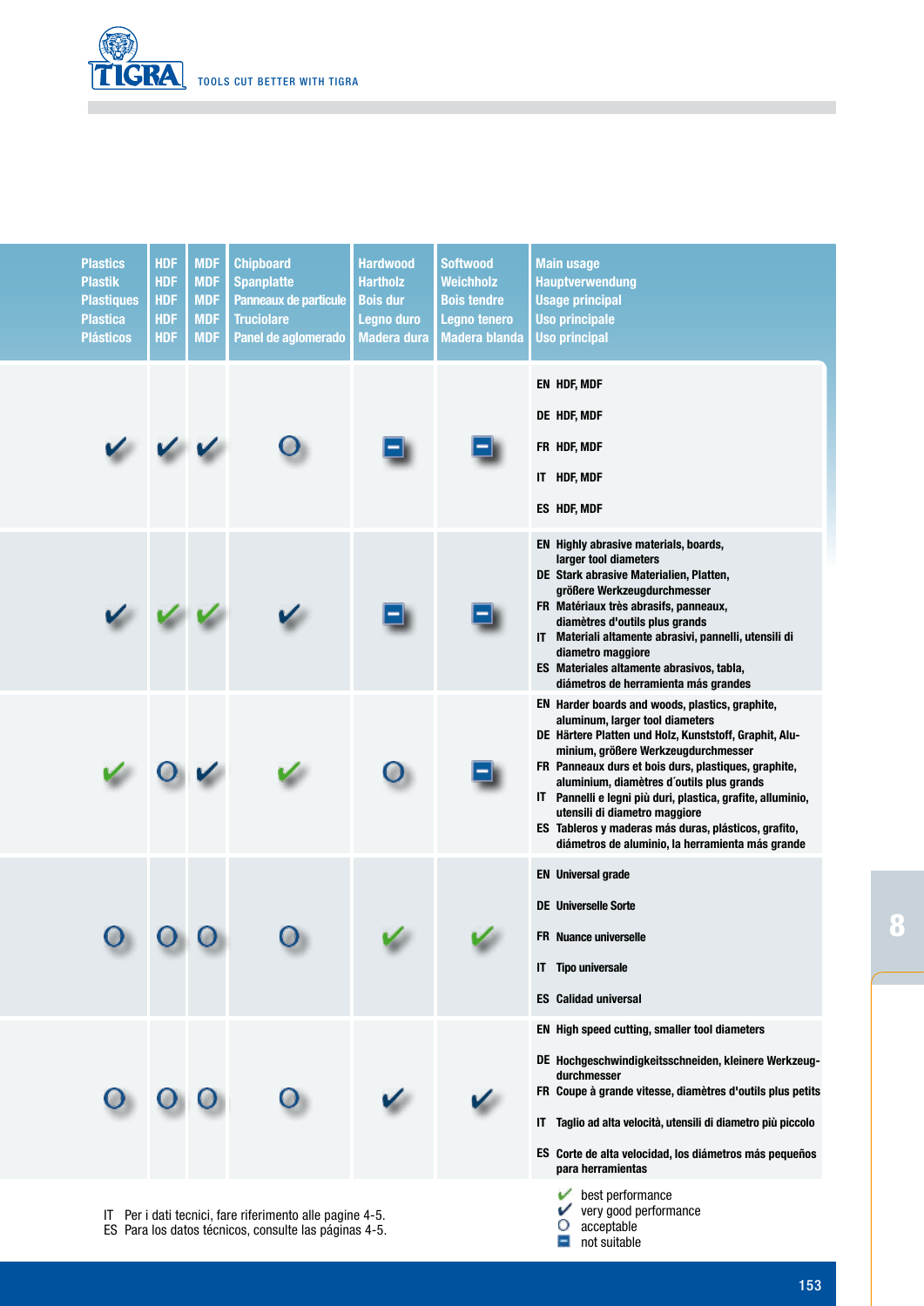| Plastics<br>Plastik<br>Plastiques<br>Plastica<br>Plásticos | HDF<br>HDF<br>HDF<br>HDF<br>HDF | MDF<br>MDF<br>MDF<br>MDF<br>MDF | Chipboard<br>Spanplatte<br>Panneaux de particule<br>Truciolare<br>Panel de aglomerado | Hardwood<br>Hartholz<br>Bois dur<br>Legno duro<br>Madera dura | Softwood<br>Weichholz<br>Bois tendre<br>Legno tenero<br>Madera blanda | Main usage<br>Hauptverwendung<br>Usage principal<br>Uso principale<br>Uso principal |
|---|---|---|---|---|---|---|
| ✔ (very good) | ✔ (very good) | ✔ (very good) | O | ▬ | ▬ | EN HDF, MDF<br>DE HDF, MDF<br>FR HDF, MDF<br>IT HDF, MDF<br>ES HDF, MDF |
| ✔ (very good) | ✔ (best) | ✔ (best) | ✔ (very good) | ▬ | ▬ | EN Highly abrasive materials, boards, larger tool diameters<br>DE Stark abrasive Materialien, Platten, größere Werkzeugdurchmesser<br>FR Matériaux très abrasifs, panneaux, diamètres d'outils plus grands<br>IT Materiali altamente abrasivi, pannelli, utensili di diametro maggiore<br>ES Materiales altamente abrasivos, tabla, diámetros de herramienta más grandes |
| ✔ (best) | O | ✔ (very good) | ✔ (best) | O | ▬ | EN Harder boards and woods, plastics, graphite, aluminum, larger tool diameters<br>DE Härtere Platten und Holz, Kunststoff, Graphit, Aluminium, größere Werkzeugdurchmesser<br>FR Panneaux durs et bois durs, plastiques, graphite, aluminium, diamètres d´outils plus grands<br>IT Pannelli e legni più duri, plastica, grafite, alluminio, utensili di diametro maggiore<br>ES Tableros y maderas más duras, plásticos, grafito, diámetros de aluminio, la herramienta más grande |
| O | O | O | O | ✔ (best) | ✔ (best) | EN Universal grade<br>DE Universelle Sorte<br>FR Nuance universelle<br>IT Tipo universale<br>ES Calidad universal |
| O | O | O | O | ✔ (very good) | ✔ (very good) | EN High speed cutting, smaller tool diameters<br>DE Hochgeschwindigkeitsschneiden, kleinere Werkzeugdurchmesser<br>FR Coupe à grande vitesse, diamètres d'outils plus petits<br>IT Taglio ad alta velocità, utensili di diametro più piccolo<br>ES Corte de alta velocidad, los diámetros más pequeños para herramientas |

IT Per i dati tecnici, fare riferimento alle pagine 4-5.
ES Para los datos técnicos, consulte las páginas 4-5.

- ✔ best performance
- ✔ very good performance
- O acceptable
- ▬ not suitable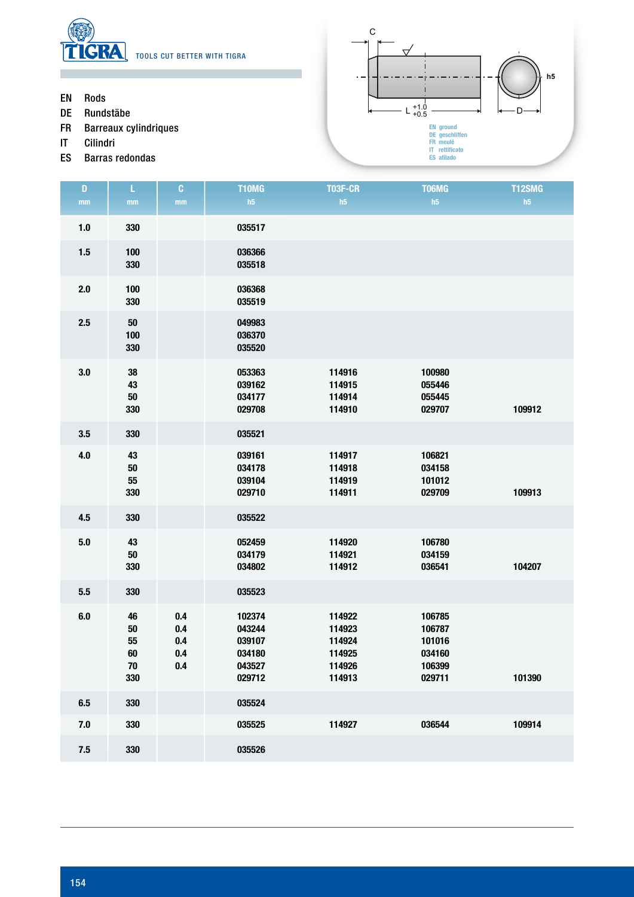TOOLS CUT BETTER WITH TIGRA

EN Rods
DE Rundstäbe
FR Barreaux cylindriques
IT Cilindri
ES Barras redondas

C

L $^{+1.0}_{+0.5}$

D

h5

EN ground
DE geschliffen
FR meulé
IT rettificato
ES afilado

| D mm | L mm | C mm | T10MG h5 | T03F-CR h5 | T06MG h5 | T12SMG h5 |
|---|---|---|---|---|---|---|
| 1.0 | 330 | | 035517 | | | |
| 1.5 | 100 | | 036366 | | | |
| | 330 | | 035518 | | | |
| 2.0 | 100 | | 036368 | | | |
| | 330 | | 035519 | | | |
| 2.5 | 50 | | 049983 | | | |
| | 100 | | 036370 | | | |
| | 330 | | 035520 | | | |
| 3.0 | 38 | | 053363 | 114916 | 100980 | |
| | 43 | | 039162 | 114915 | 055446 | |
| | 50 | | 034177 | 114914 | 055445 | |
| | 330 | | 029708 | 114910 | 029707 | 109912 |
| 3.5 | 330 | | 035521 | | | |
| 4.0 | 43 | | 039161 | 114917 | 106821 | |
| | 50 | | 034178 | 114918 | 034158 | |
| | 55 | | 039104 | 114919 | 101012 | |
| | 330 | | 029710 | 114911 | 029709 | 109913 |
| 4.5 | 330 | | 035522 | | | |
| 5.0 | 43 | | 052459 | 114920 | 106780 | |
| | 50 | | 034179 | 114921 | 034159 | |
| | 330 | | 034802 | 114912 | 036541 | 104207 |
| 5.5 | 330 | | 035523 | | | |
| 6.0 | 46 | 0.4 | 102374 | 114922 | 106785 | |
| | 50 | 0.4 | 043244 | 114923 | 106787 | |
| | 55 | 0.4 | 039107 | 114924 | 101016 | |
| | 60 | 0.4 | 034180 | 114925 | 034160 | |
| | 70 | 0.4 | 043527 | 114926 | 106399 | |
| | 330 | | 029712 | 114913 | 029711 | 101390 |
| 6.5 | 330 | | 035524 | | | |
| 7.0 | 330 | | 035525 | 114927 | 036544 | 109914 |
| 7.5 | 330 | | 035526 | | | |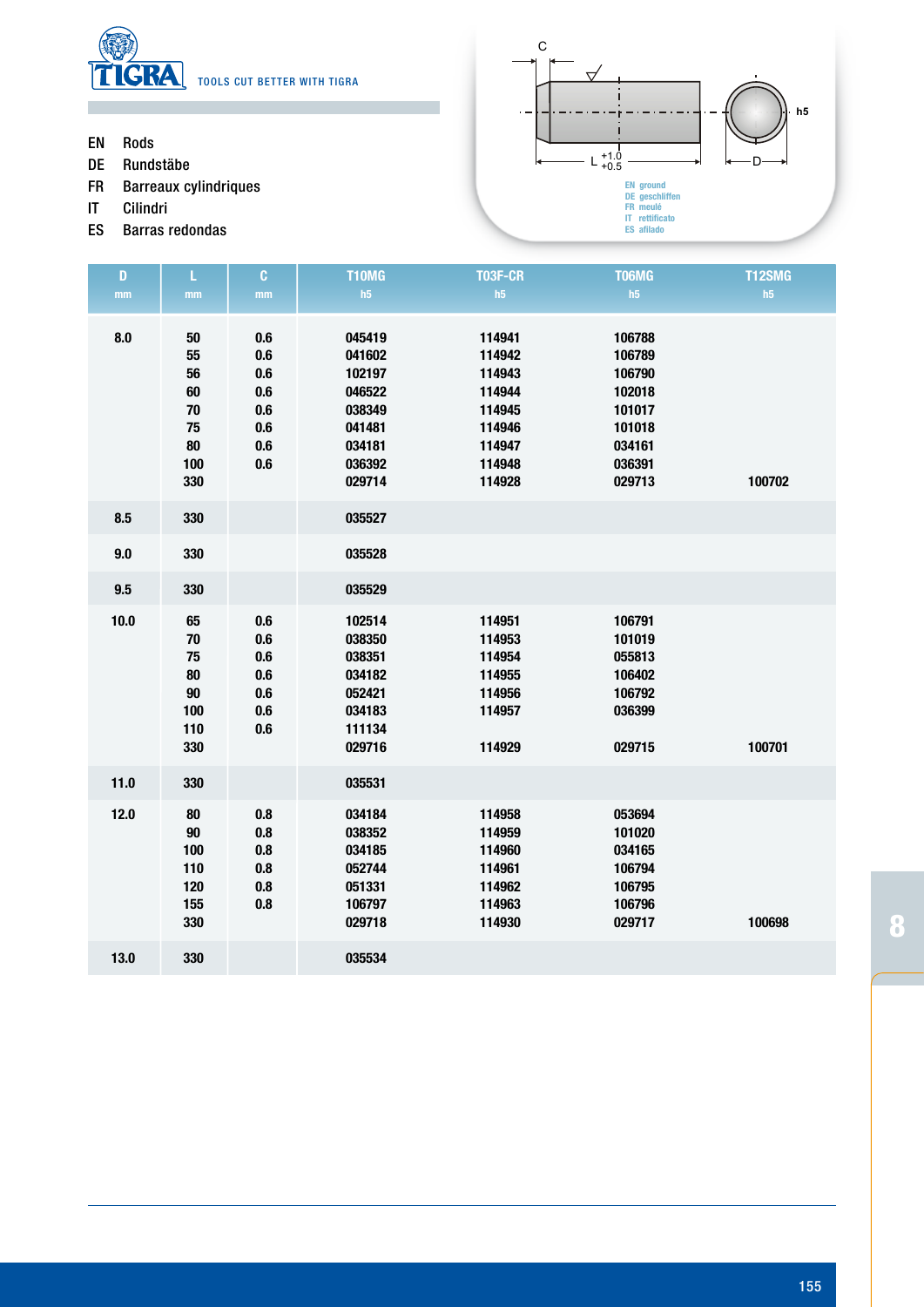TIGRA

TOOLS CUT BETTER WITH TIGRA

EN Rods
DE Rundstäbe
FR Barreaux cylindriques
IT Cilindri
ES Barras redondas

C

L $^{+1.0}_{+0.5}$

D

h5

EN ground
DE geschliffen
FR meulé
IT rettificato
ES afilado

| D mm | L mm | C mm | T10MG h5 | T03F-CR h5 | T06MG h5 | T12SMG h5 |
|---|---|---|---|---|---|---|
| 8.0 | 50 | 0.6 | 045419 | 114941 | 106788 | |
| | 55 | 0.6 | 041602 | 114942 | 106789 | |
| | 56 | 0.6 | 102197 | 114943 | 106790 | |
| | 60 | 0.6 | 046522 | 114944 | 102018 | |
| | 70 | 0.6 | 038349 | 114945 | 101017 | |
| | 75 | 0.6 | 041481 | 114946 | 101018 | |
| | 80 | 0.6 | 034181 | 114947 | 034161 | |
| | 100 | 0.6 | 036392 | 114948 | 036391 | |
| | 330 | | 029714 | 114928 | 029713 | 100702 |
| 8.5 | 330 | | 035527 | | | |
| 9.0 | 330 | | 035528 | | | |
| 9.5 | 330 | | 035529 | | | |
| 10.0 | 65 | 0.6 | 102514 | 114951 | 106791 | |
| | 70 | 0.6 | 038350 | 114953 | 101019 | |
| | 75 | 0.6 | 038351 | 114954 | 055813 | |
| | 80 | 0.6 | 034182 | 114955 | 106402 | |
| | 90 | 0.6 | 052421 | 114956 | 106792 | |
| | 100 | 0.6 | 034183 | 114957 | 036399 | |
| | 110 | 0.6 | 111134 | | | |
| | 330 | | 029716 | 114929 | 029715 | 100701 |
| 11.0 | 330 | | 035531 | | | |
| 12.0 | 80 | 0.8 | 034184 | 114958 | 053694 | |
| | 90 | 0.8 | 038352 | 114959 | 101020 | |
| | 100 | 0.8 | 034185 | 114960 | 034165 | |
| | 110 | 0.8 | 052744 | 114961 | 106794 | |
| | 120 | 0.8 | 051331 | 114962 | 106795 | |
| | 155 | 0.8 | 106797 | 114963 | 106796 | |
| | 330 | | 029718 | 114930 | 029717 | 100698 |
| 13.0 | 330 | | 035534 | | | |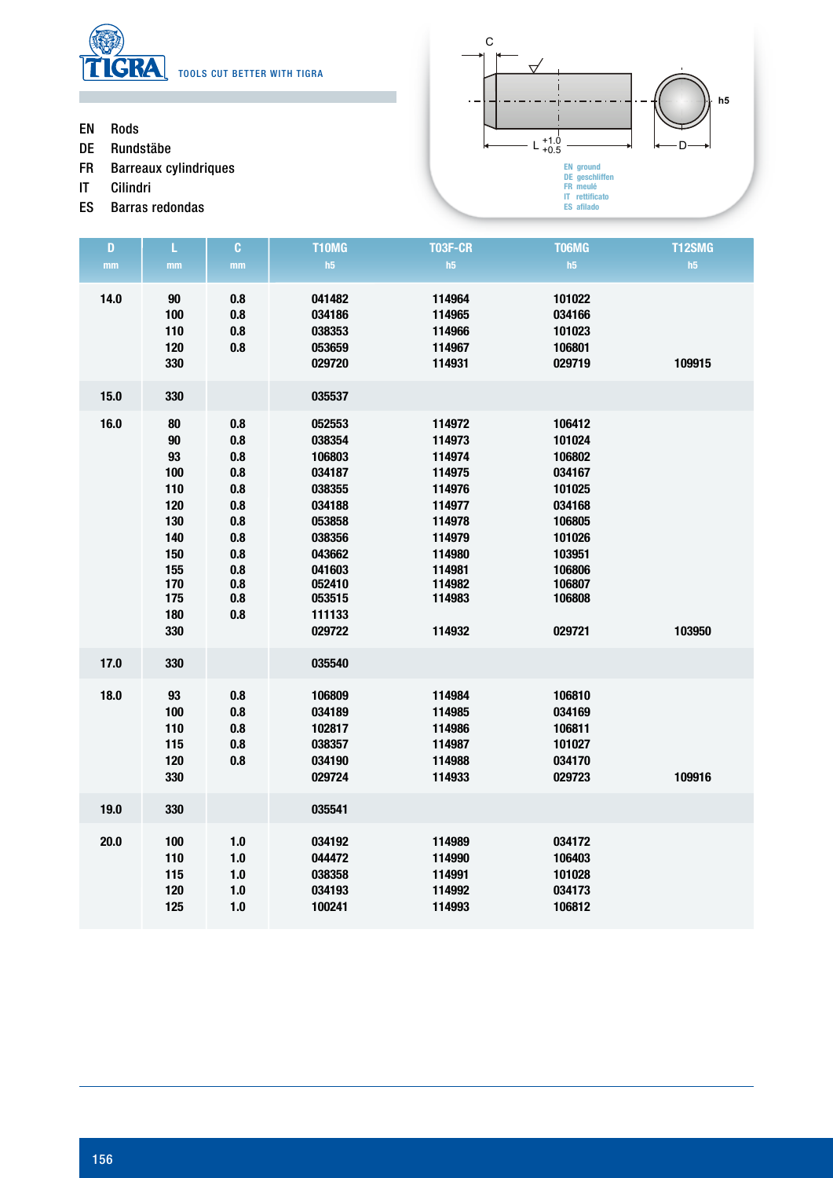**TOOLS CUT BETTER WITH TIGRA**

EN Rods
DE Rundstäbe
FR Barreaux cylindriques
IT Cilindri
ES Barras redondas

C

L $^{+1.0}_{+0.5}$

D h5

EN ground
DE geschliffen
FR meulé
IT rettificato
ES afilado

| D mm | L mm | C mm | T10MG h5 | T03F-CR h5 | T06MG h5 | T12SMG h5 |
|---|---|---|---|---|---|---|
| 14.0 | 90 | 0.8 | 041482 | 114964 | 101022 | |
| | 100 | 0.8 | 034186 | 114965 | 034166 | |
| | 110 | 0.8 | 038353 | 114966 | 101023 | |
| | 120 | 0.8 | 053659 | 114967 | 106801 | |
| | 330 | | 029720 | 114931 | 029719 | 109915 |
| 15.0 | 330 | | 035537 | | | |
| 16.0 | 80 | 0.8 | 052553 | 114972 | 106412 | |
| | 90 | 0.8 | 038354 | 114973 | 101024 | |
| | 93 | 0.8 | 106803 | 114974 | 106802 | |
| | 100 | 0.8 | 034187 | 114975 | 034167 | |
| | 110 | 0.8 | 038355 | 114976 | 101025 | |
| | 120 | 0.8 | 034188 | 114977 | 034168 | |
| | 130 | 0.8 | 053858 | 114978 | 106805 | |
| | 140 | 0.8 | 038356 | 114979 | 101026 | |
| | 150 | 0.8 | 043662 | 114980 | 103951 | |
| | 155 | 0.8 | 041603 | 114981 | 106806 | |
| | 170 | 0.8 | 052410 | 114982 | 106807 | |
| | 175 | 0.8 | 053515 | 114983 | 106808 | |
| | 180 | 0.8 | 111133 | | | |
| | 330 | | 029722 | 114932 | 029721 | 103950 |
| 17.0 | 330 | | 035540 | | | |
| 18.0 | 93 | 0.8 | 106809 | 114984 | 106810 | |
| | 100 | 0.8 | 034189 | 114985 | 034169 | |
| | 110 | 0.8 | 102817 | 114986 | 106811 | |
| | 115 | 0.8 | 038357 | 114987 | 101027 | |
| | 120 | 0.8 | 034190 | 114988 | 034170 | |
| | 330 | | 029724 | 114933 | 029723 | 109916 |
| 19.0 | 330 | | 035541 | | | |
| 20.0 | 100 | 1.0 | 034192 | 114989 | 034172 | |
| | 110 | 1.0 | 044472 | 114990 | 106403 | |
| | 115 | 1.0 | 038358 | 114991 | 101028 | |
| | 120 | 1.0 | 034193 | 114992 | 034173 | |
| | 125 | 1.0 | 100241 | 114993 | 106812 | |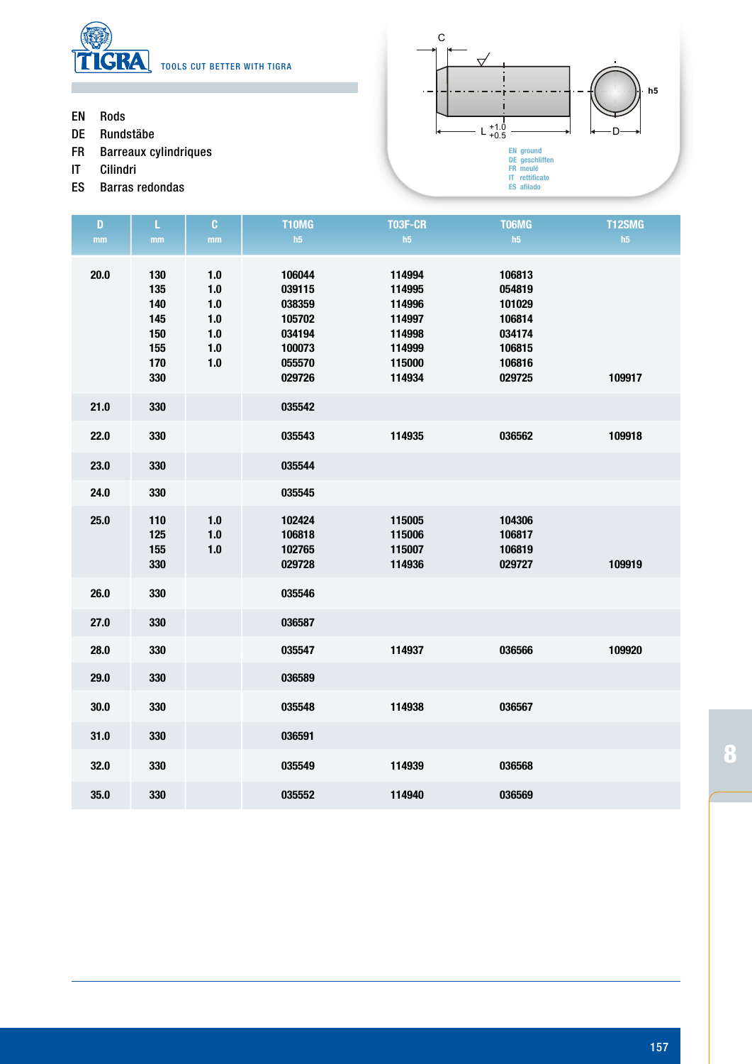TIGRA — TOOLS CUT BETTER WITH TIGRA

EN Rods
DE Rundstäbe
FR Barreaux cylindriques
IT Cilindri
ES Barras redondas

C — L $^{+1.0}_{+0.5}$ — D — h5

EN ground
DE geschliffen
FR meulé
IT rettificato
ES afilado

| D mm | L mm | C mm | T10MG h5 | T03F-CR h5 | T06MG h5 | T12SMG h5 |
|---|---|---|---|---|---|---|
| 20.0 | 130 | 1.0 | 106044 | 114994 | 106813 | |
| | 135 | 1.0 | 039115 | 114995 | 054819 | |
| | 140 | 1.0 | 038359 | 114996 | 101029 | |
| | 145 | 1.0 | 105702 | 114997 | 106814 | |
| | 150 | 1.0 | 034194 | 114998 | 034174 | |
| | 155 | 1.0 | 100073 | 114999 | 106815 | |
| | 170 | 1.0 | 055570 | 115000 | 106816 | |
| | 330 | | 029726 | 114934 | 029725 | 109917 |
| 21.0 | 330 | | 035542 | | | |
| 22.0 | 330 | | 035543 | 114935 | 036562 | 109918 |
| 23.0 | 330 | | 035544 | | | |
| 24.0 | 330 | | 035545 | | | |
| 25.0 | 110 | 1.0 | 102424 | 115005 | 104306 | |
| | 125 | 1.0 | 106818 | 115006 | 106817 | |
| | 155 | 1.0 | 102765 | 115007 | 106819 | |
| | 330 | | 029728 | 114936 | 029727 | 109919 |
| 26.0 | 330 | | 035546 | | | |
| 27.0 | 330 | | 036587 | | | |
| 28.0 | 330 | | 035547 | 114937 | 036566 | 109920 |
| 29.0 | 330 | | 036589 | | | |
| 30.0 | 330 | | 035548 | 114938 | 036567 | |
| 31.0 | 330 | | 036591 | | | |
| 32.0 | 330 | | 035549 | 114939 | 036568 | |
| 35.0 | 330 | | 035552 | 114940 | 036569 | |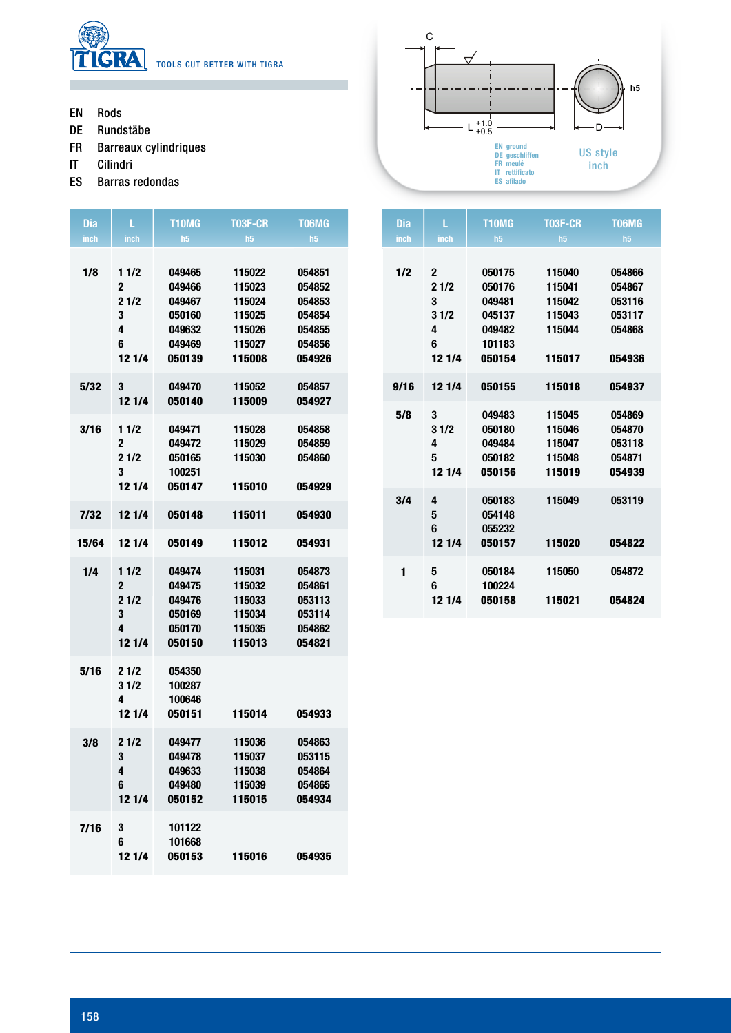TIGRA TOOLS CUT BETTER WITH TIGRA

EN Rods
DE Rundstäbe
FR Barreaux cylindriques
IT Cilindri
ES Barras redondas

C
L $^{+1.0}_{+0.5}$
D
h5

EN ground
DE geschliffen
FR meulé
IT rettificato
ES afilado

US style inch

| Dia inch | L inch | T10MG h5 | T03F-CR h5 | T06MG h5 |
|---|---|---|---|---|
| 1/8 | 1 1/2 | 049465 | 115022 | 054851 |
| | 2 | 049466 | 115023 | 054852 |
| | 2 1/2 | 049467 | 115024 | 054853 |
| | 3 | 050160 | 115025 | 054854 |
| | 4 | 049632 | 115026 | 054855 |
| | 6 | 049469 | 115027 | 054856 |
| | 12 1/4 | 050139 | 115008 | 054926 |
| 5/32 | 3 | 049470 | 115052 | 054857 |
| | 12 1/4 | 050140 | 115009 | 054927 |
| 3/16 | 1 1/2 | 049471 | 115028 | 054858 |
| | 2 | 049472 | 115029 | 054859 |
| | 2 1/2 | 050165 | 115030 | 054860 |
| | 3 | 100251 | | |
| | 12 1/4 | 050147 | 115010 | 054929 |
| 7/32 | 12 1/4 | 050148 | 115011 | 054930 |
| 15/64 | 12 1/4 | 050149 | 115012 | 054931 |
| 1/4 | 1 1/2 | 049474 | 115031 | 054873 |
| | 2 | 049475 | 115032 | 054861 |
| | 2 1/2 | 049476 | 115033 | 053113 |
| | 3 | 050169 | 115034 | 053114 |
| | 4 | 050170 | 115035 | 054862 |
| | 12 1/4 | 050150 | 115013 | 054821 |
| 5/16 | 2 1/2 | 054350 | | |
| | 3 1/2 | 100287 | | |
| | 4 | 100646 | | |
| | 12 1/4 | 050151 | 115014 | 054933 |
| 3/8 | 2 1/2 | 049477 | 115036 | 054863 |
| | 3 | 049478 | 115037 | 053115 |
| | 4 | 049633 | 115038 | 054864 |
| | 6 | 049480 | 115039 | 054865 |
| | 12 1/4 | 050152 | 115015 | 054934 |
| 7/16 | 3 | 101122 | | |
| | 6 | 101668 | | |
| | 12 1/4 | 050153 | 115016 | 054935 |

| Dia inch | L inch | T10MG h5 | T03F-CR h5 | T06MG h5 |
|---|---|---|---|---|
| 1/2 | 2 | 050175 | 115040 | 054866 |
| | 2 1/2 | 050176 | 115041 | 054867 |
| | 3 | 049481 | 115042 | 053116 |
| | 3 1/2 | 045137 | 115043 | 053117 |
| | 4 | 049482 | 115044 | 054868 |
| | 6 | 101183 | | |
| | 12 1/4 | 050154 | 115017 | 054936 |
| 9/16 | 12 1/4 | 050155 | 115018 | 054937 |
| 5/8 | 3 | 049483 | 115045 | 054869 |
| | 3 1/2 | 050180 | 115046 | 054870 |
| | 4 | 049484 | 115047 | 053118 |
| | 5 | 050182 | 115048 | 054871 |
| | 12 1/4 | 050156 | 115019 | 054939 |
| 3/4 | 4 | 050183 | 115049 | 053119 |
| | 5 | 054148 | | |
| | 6 | 055232 | | |
| | 12 1/4 | 050157 | 115020 | 054822 |
| 1 | 5 | 050184 | 115050 | 054872 |
| | 6 | 100224 | | |
| | 12 1/4 | 050158 | 115021 | 054824 |